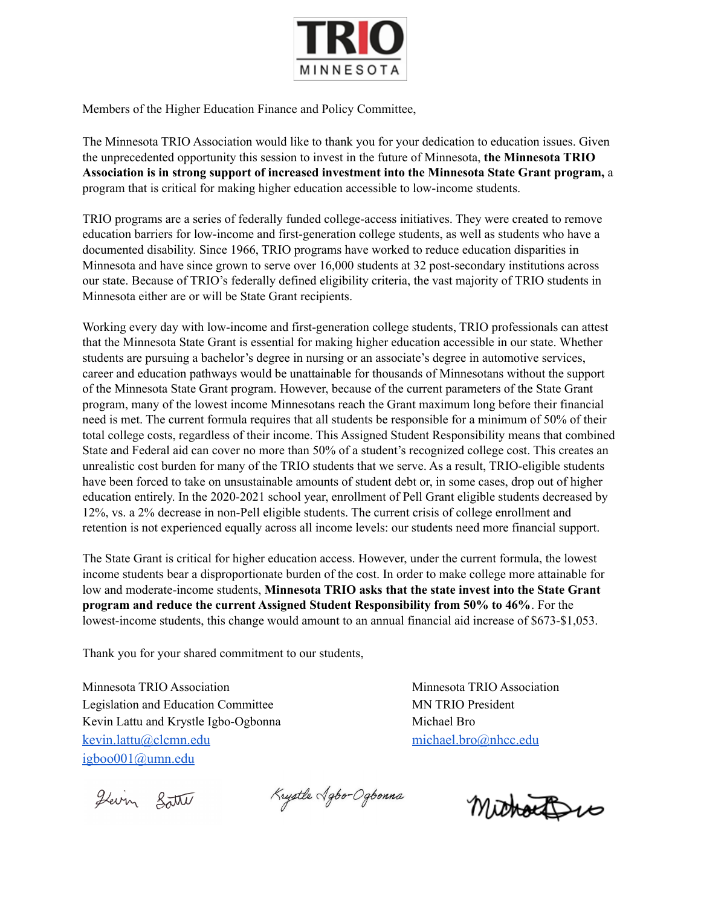TRIO MINNESOTA

Members of the Higher Education Finance and Policy Committee,

The Minnesota TRIO Association would like to thank you for your dedication to education issues. Given the unprecedented opportunity this session to invest in the future of Minnesota, **the Minnesota TRIO Association is in strong support of increased investment into the Minnesota State Grant program,** a program that is critical for making higher education accessible to low-income students.

TRIO programs are a series of federally funded college-access initiatives. They were created to remove education barriers for low-income and first-generation college students, as well as students who have a documented disability. Since 1966, TRIO programs have worked to reduce education disparities in Minnesota and have since grown to serve over 16,000 students at 32 post-secondary institutions across our state. Because of TRIO's federally defined eligibility criteria, the vast majority of TRIO students in Minnesota either are or will be State Grant recipients.

Working every day with low-income and first-generation college students, TRIO professionals can attest that the Minnesota State Grant is essential for making higher education accessible in our state. Whether students are pursuing a bachelor's degree in nursing or an associate's degree in automotive services, career and education pathways would be unattainable for thousands of Minnesotans without the support of the Minnesota State Grant program. However, because of the current parameters of the State Grant program, many of the lowest income Minnesotans reach the Grant maximum long before their financial need is met. The current formula requires that all students be responsible for a minimum of 50% of their total college costs, regardless of their income. This Assigned Student Responsibility means that combined State and Federal aid can cover no more than 50% of a student's recognized college cost. This creates an unrealistic cost burden for many of the TRIO students that we serve. As a result, TRIO-eligible students have been forced to take on unsustainable amounts of student debt or, in some cases, drop out of higher education entirely. In the 2020-2021 school year, enrollment of Pell Grant eligible students decreased by 12%, vs. a 2% decrease in non-Pell eligible students. The current crisis of college enrollment and retention is not experienced equally across all income levels: our students need more financial support.

The State Grant is critical for higher education access. However, under the current formula, the lowest income students bear a disproportionate burden of the cost. In order to make college more attainable for low and moderate-income students, **Minnesota TRIO asks that the state invest into the State Grant program and reduce the current Assigned Student Responsibility from 50% to 46%**. For the lowest-income students, this change would amount to an annual financial aid increase of $673-$1,053.

Thank you for your shared commitment to our students,

Minnesota TRIO Association
Legislation and Education Committee
Kevin Lattu and Krystle Igbo-Ogbonna
kevin.lattu@clcmn.edu
igboo001@umn.edu

Minnesota TRIO Association
MN TRIO President
Michael Bro
michael.bro@nhcc.edu

*Kevin Lattu* *Krystle Igbo-Ogbonna* *Michael Bro*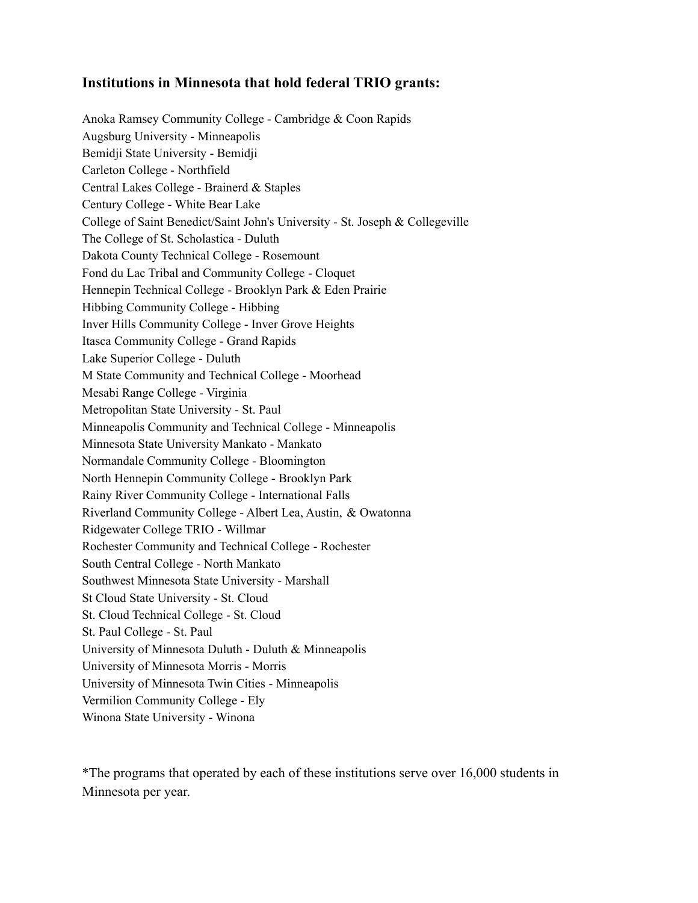### **Institutions in Minnesota that hold federal TRIO grants:**

Anoka Ramsey Community College - Cambridge & Coon Rapids
Augsburg University - Minneapolis
Bemidji State University - Bemidji
Carleton College - Northfield
Central Lakes College - Brainerd & Staples
Century College - White Bear Lake
College of Saint Benedict/Saint John's University - St. Joseph & Collegeville
The College of St. Scholastica - Duluth
Dakota County Technical College - Rosemount
Fond du Lac Tribal and Community College - Cloquet
Hennepin Technical College - Brooklyn Park & Eden Prairie
Hibbing Community College - Hibbing
Inver Hills Community College - Inver Grove Heights
Itasca Community College - Grand Rapids
Lake Superior College - Duluth
M State Community and Technical College - Moorhead
Mesabi Range College - Virginia
Metropolitan State University - St. Paul
Minneapolis Community and Technical College - Minneapolis
Minnesota State University Mankato - Mankato
Normandale Community College - Bloomington
North Hennepin Community College - Brooklyn Park
Rainy River Community College - International Falls
Riverland Community College - Albert Lea, Austin, & Owatonna
Ridgewater College TRIO - Willmar
Rochester Community and Technical College - Rochester
South Central College - North Mankato
Southwest Minnesota State University - Marshall
St Cloud State University - St. Cloud
St. Cloud Technical College - St. Cloud
St. Paul College - St. Paul
University of Minnesota Duluth - Duluth & Minneapolis
University of Minnesota Morris - Morris
University of Minnesota Twin Cities - Minneapolis
Vermilion Community College - Ely
Winona State University - Winona

*The programs that operated by each of these institutions serve over 16,000 students in Minnesota per year.